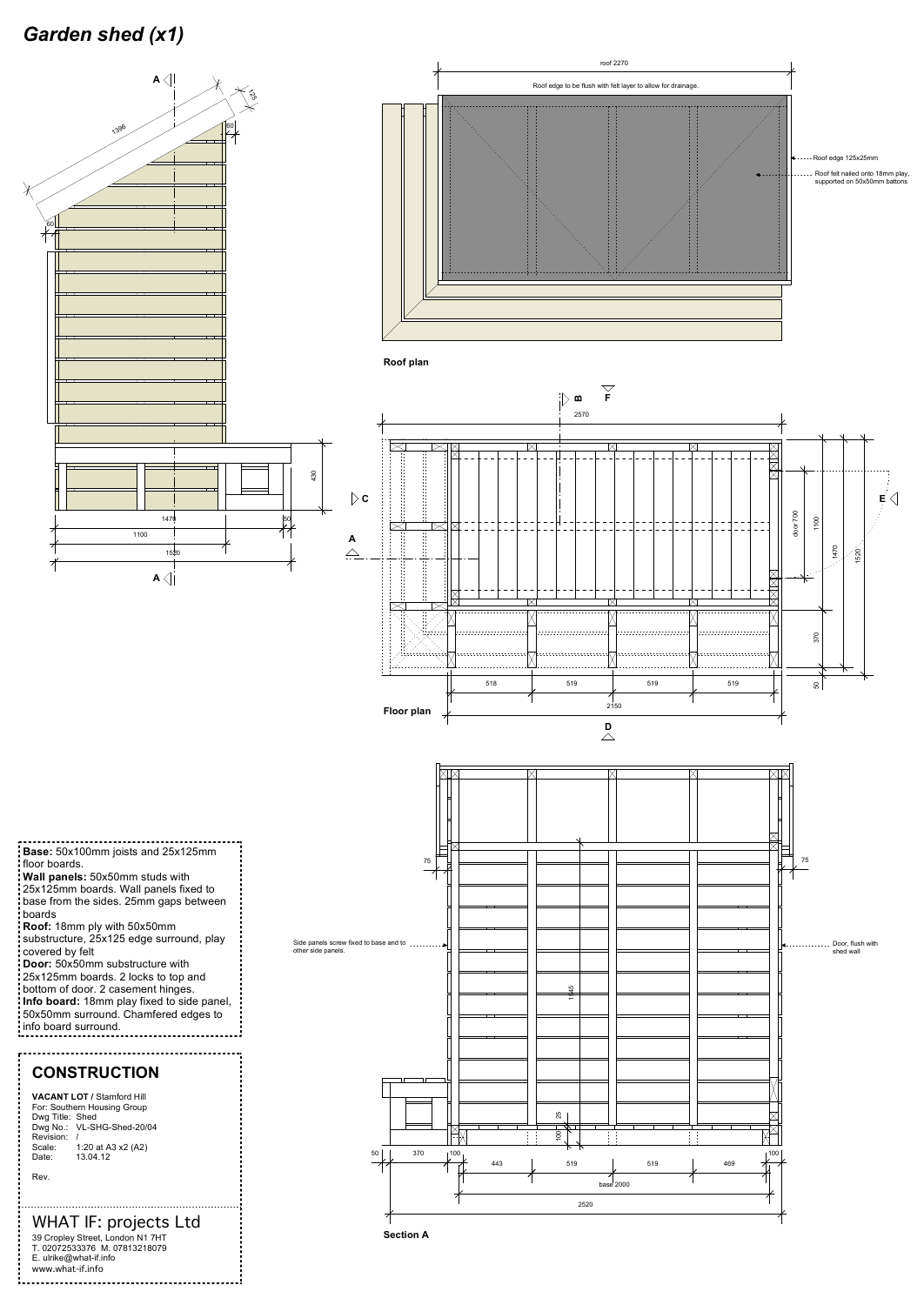# *Garden shed (x1)*

roof 2270

Roof edge to be flush with felt layer to allow for drainage.

Roof edge 125x25mm

Roof felt nailed onto 18mm play, supported on 50x50mm battons

**Roof plan**

**Floor plan**

**Section A**

Side panels screw fixed to base and to other side panels.

Door, flush with shed wall

**Base:** 50x100mm joists and 25x125mm floor boards.
**Wall panels:** 50x50mm studs with 25x125mm boards. Wall panels fixed to base from the sides. 25mm gaps between boards
**Roof:** 18mm ply with 50x50mm substructure, 25x125 edge surround, play covered by felt
**Door:** 50x50mm substructure with 25x125mm boards. 2 locks to top and bottom of door. 2 casement hinges.
**Info board:** 18mm play fixed to side panel, 50x50mm surround. Chamfered edges to info board surround.

## CONSTRUCTION

**VACANT LOT** / Stamford Hill
For: Southern Housing Group
Dwg Title: Shed
Dwg No.: VL-SHG-Shed-20/04
Revision: /
Scale: 1:20 at A3 x2 (A2)
Date: 13.04.12

Rev.

WHAT IF: projects Ltd
39 Cropley Street, London N1 7HT
T. 02072533376 M. 07813218079
E. ulrike@what-if.info
www.what-if.info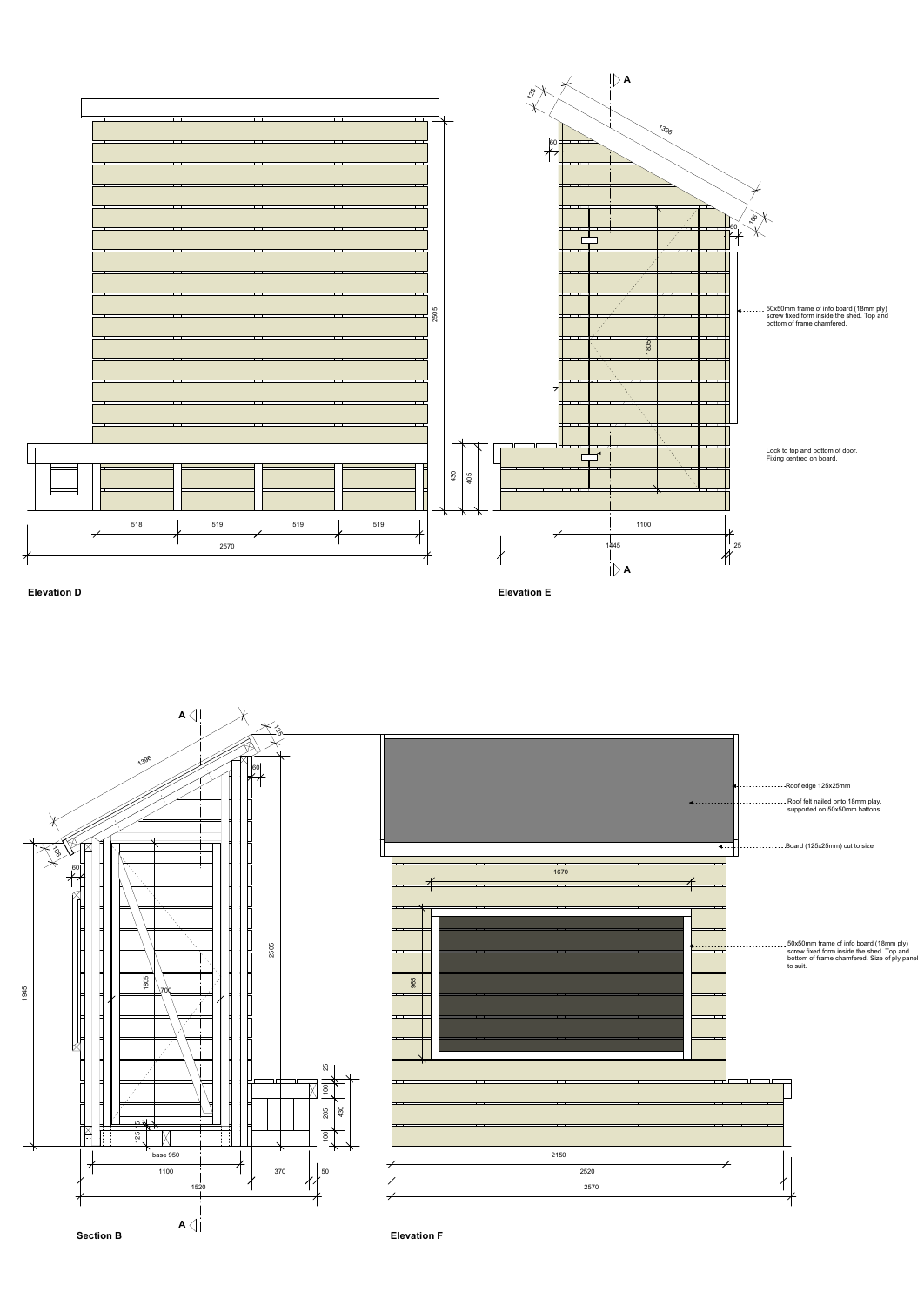**Elevation D**

**Elevation E**

50x50mm frame of info board (18mm ply) screw fixed form inside the shed. Top and bottom of frame chamfered.

Lock to top and bottom of door. Fixing centred on board.

**Section B**

**Elevation F**

Roof edge 125x25mm

Roof felt nailed onto 18mm play, supported on 50x50mm battons

Board (125x25mm) cut to size

50x50mm frame of info board (18mm ply) screw fixed form inside the shed. Top and bottom of frame chamfered. Size of ply panel to suit.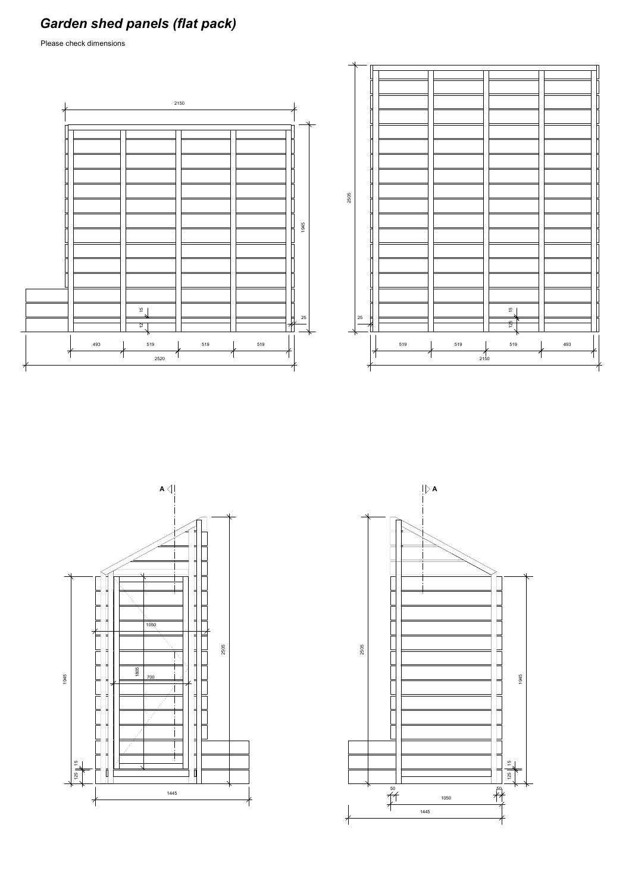# *Garden shed panels (flat pack)*

Please check dimensions

2150

1945

15

12

25

493

519

519

519

2520

2505

25

15

125

519

519

519

493

2150

A

A

1050

1805

700

2505

1945

125

15

1445

2505

1945

125

15

50

50

1050

1445